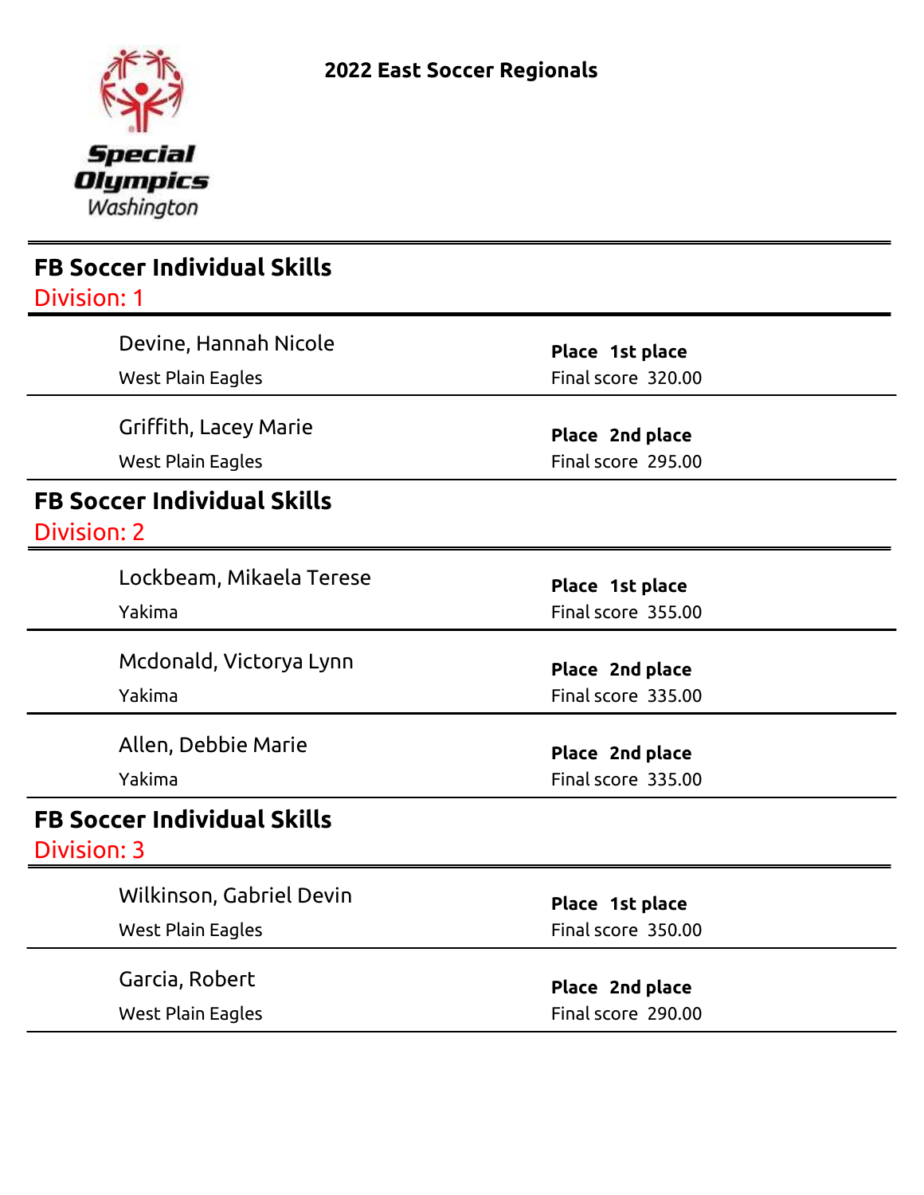Special Olympics Washington

# 2022 East Soccer Regionals

## FB Soccer Individual Skills

Division: 1

| Athlete | Team | Place | Final score |
|---|---|---|---|
| Devine, Hannah Nicole | West Plain Eagles | **1st place** | 320.00 |
| Griffith, Lacey Marie | West Plain Eagles | **2nd place** | 295.00 |

## FB Soccer Individual Skills

Division: 2

| Athlete | Team | Place | Final score |
|---|---|---|---|
| Lockbeam, Mikaela Terese | Yakima | **1st place** | 355.00 |
| Mcdonald, Victorya Lynn | Yakima | **2nd place** | 335.00 |
| Allen, Debbie Marie | Yakima | **2nd place** | 335.00 |

## FB Soccer Individual Skills

Division: 3

| Athlete | Team | Place | Final score |
|---|---|---|---|
| Wilkinson, Gabriel Devin | West Plain Eagles | **1st place** | 350.00 |
| Garcia, Robert | West Plain Eagles | **2nd place** | 290.00 |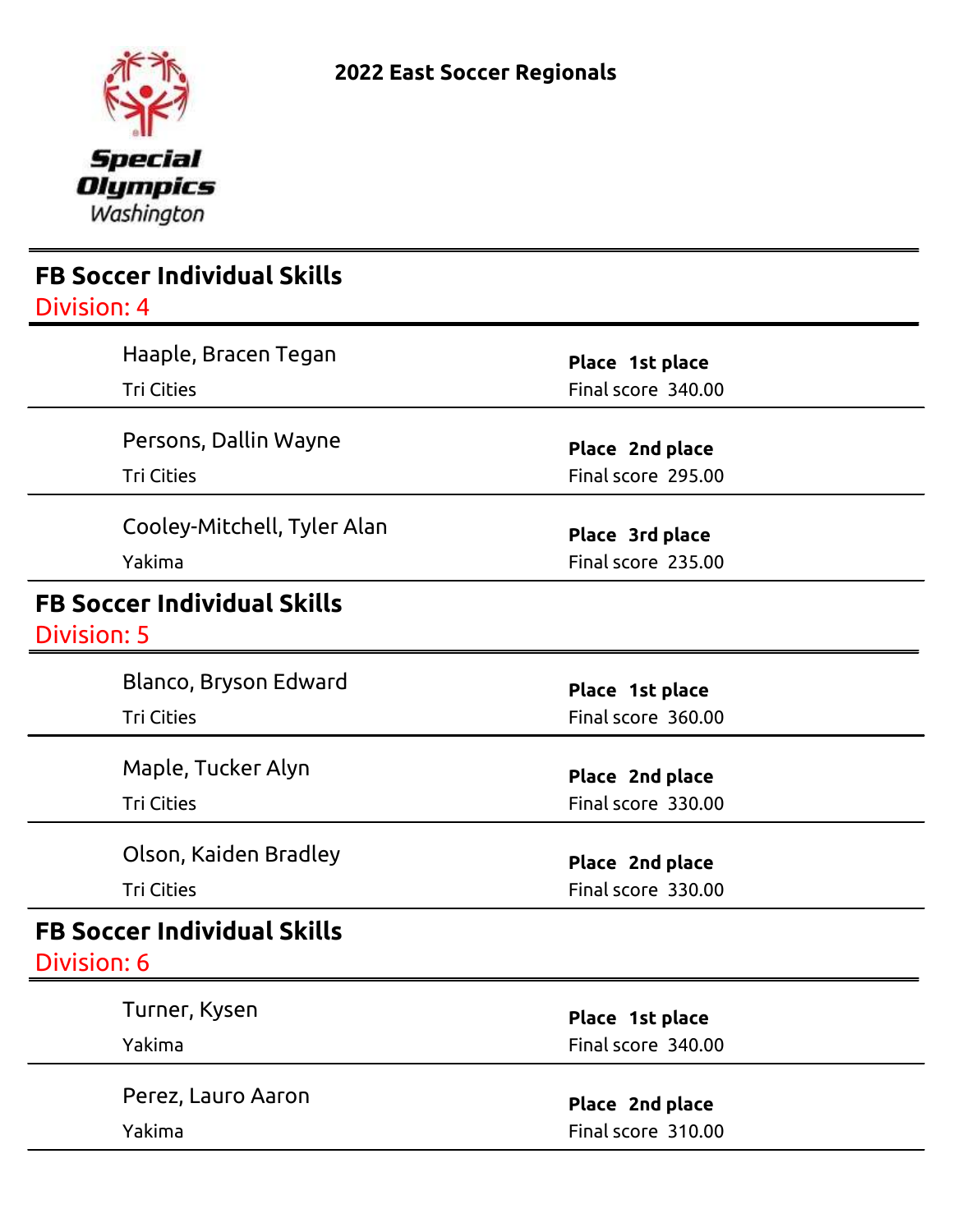Special Olympics Washington

**2022 East Soccer Regionals**

## FB Soccer Individual Skills
Division: 4

| Athlete | Team | Place | Final score |
|---|---|---|---|
| Haaple, Bracen Tegan | Tri Cities | 1st place | 340.00 |
| Persons, Dallin Wayne | Tri Cities | 2nd place | 295.00 |
| Cooley-Mitchell, Tyler Alan | Yakima | 3rd place | 235.00 |

## FB Soccer Individual Skills
Division: 5

| Athlete | Team | Place | Final score |
|---|---|---|---|
| Blanco, Bryson Edward | Tri Cities | 1st place | 360.00 |
| Maple, Tucker Alyn | Tri Cities | 2nd place | 330.00 |
| Olson, Kaiden Bradley | Tri Cities | 2nd place | 330.00 |

## FB Soccer Individual Skills
Division: 6

| Athlete | Team | Place | Final score |
|---|---|---|---|
| Turner, Kysen | Yakima | 1st place | 340.00 |
| Perez, Lauro Aaron | Yakima | 2nd place | 310.00 |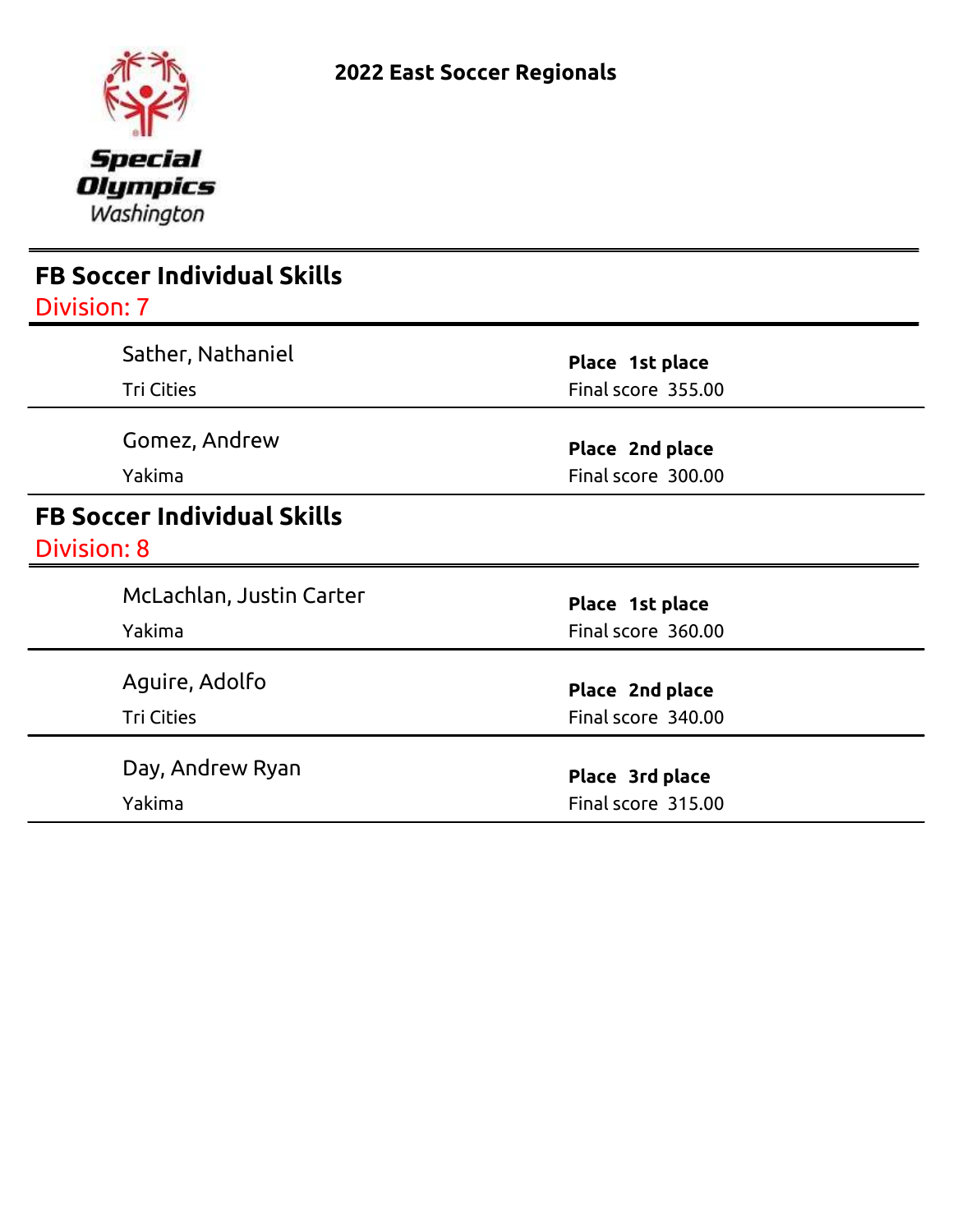2022 East Soccer Regionals

## FB Soccer Individual Skills

Division: 7

| | |
|---|---|
| Sather, Nathaniel<br>Tri Cities | **Place 1st place**<br>Final score 355.00 |
| Gomez, Andrew<br>Yakima | **Place 2nd place**<br>Final score 300.00 |

## FB Soccer Individual Skills

Division: 8

| | |
|---|---|
| McLachlan, Justin Carter<br>Yakima | **Place 1st place**<br>Final score 360.00 |
| Aguire, Adolfo<br>Tri Cities | **Place 2nd place**<br>Final score 340.00 |
| Day, Andrew Ryan<br>Yakima | **Place 3rd place**<br>Final score 315.00 |